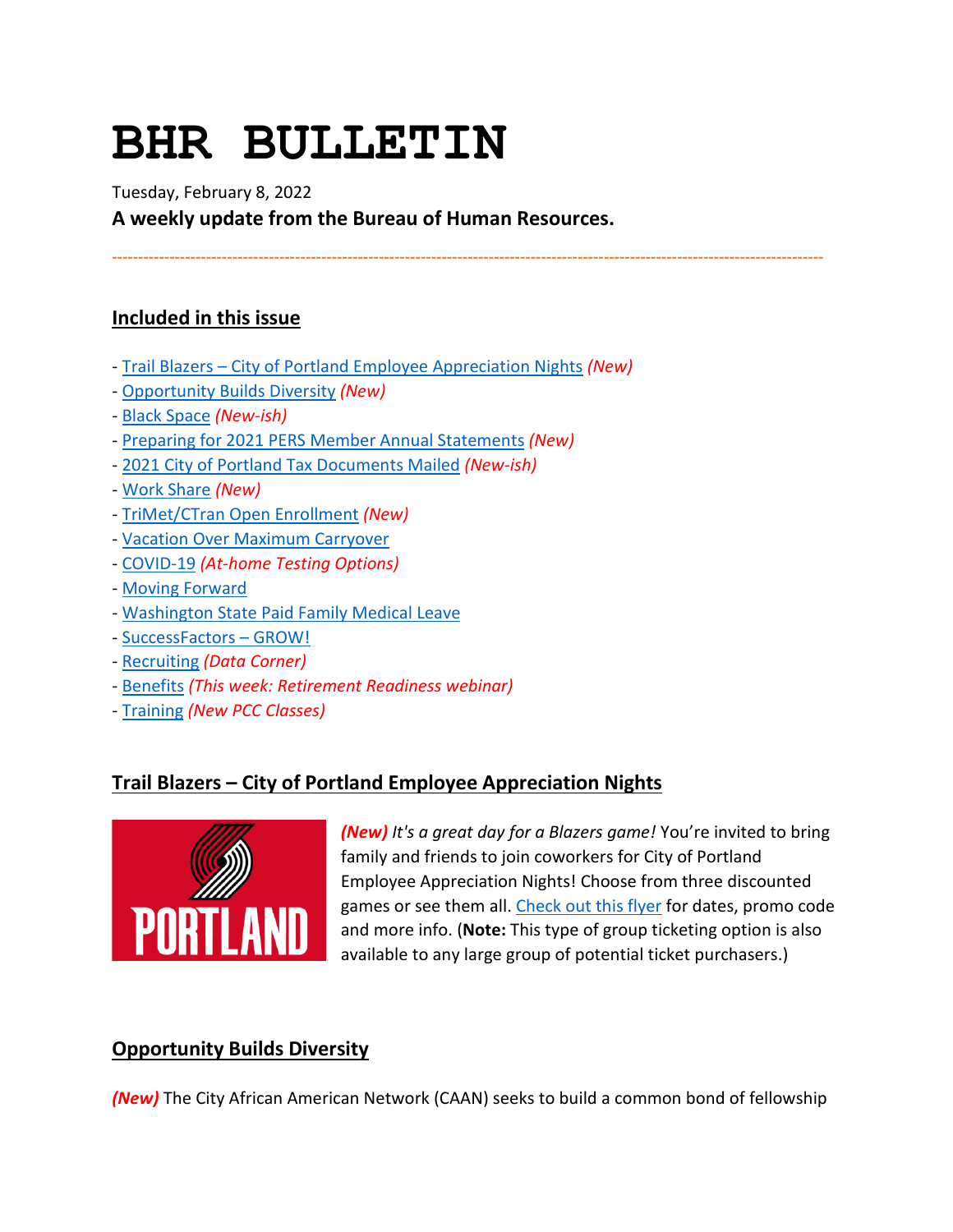# BHR BULLETIN

Tuesday, February 8, 2022

**A weekly update from the Bureau of Human Resources.**

---

## Included in this issue

- Trail Blazers – City of Portland Employee Appreciation Nights *(New)*
- Opportunity Builds Diversity *(New)*
- Black Space *(New-ish)*
- Preparing for 2021 PERS Member Annual Statements *(New)*
- 2021 City of Portland Tax Documents Mailed *(New-ish)*
- Work Share *(New)*
- TriMet/CTran Open Enrollment *(New)*
- Vacation Over Maximum Carryover
- COVID-19 *(At-home Testing Options)*
- Moving Forward
- Washington State Paid Family Medical Leave
- SuccessFactors – GROW!
- Recruiting *(Data Corner)*
- Benefits *(This week: Retirement Readiness webinar)*
- Training *(New PCC Classes)*

## Trail Blazers – City of Portland Employee Appreciation Nights

***(New)*** *It's a great day for a Blazers game!* You're invited to bring family and friends to join coworkers for City of Portland Employee Appreciation Nights! Choose from three discounted games or see them all. Check out this flyer for dates, promo code and more info. (**Note:** This type of group ticketing option is also available to any large group of potential ticket purchasers.)

## Opportunity Builds Diversity

***(New)*** The City African American Network (CAAN) seeks to build a common bond of fellowship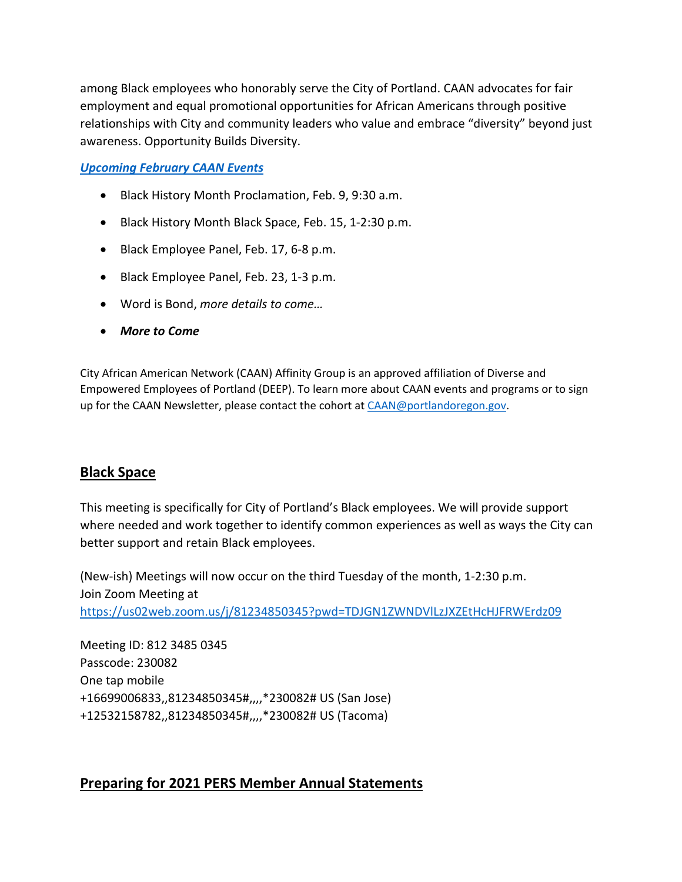among Black employees who honorably serve the City of Portland. CAAN advocates for fair employment and equal promotional opportunities for African Americans through positive relationships with City and community leaders who value and embrace "diversity" beyond just awareness. Opportunity Builds Diversity.

***Upcoming February CAAN Events***

- Black History Month Proclamation, Feb. 9, 9:30 a.m.
- Black History Month Black Space, Feb. 15, 1-2:30 p.m.
- Black Employee Panel, Feb. 17, 6-8 p.m.
- Black Employee Panel, Feb. 23, 1-3 p.m.
- Word is Bond, *more details to come…*
- ***More to Come***

City African American Network (CAAN) Affinity Group is an approved affiliation of Diverse and Empowered Employees of Portland (DEEP). To learn more about CAAN events and programs or to sign up for the CAAN Newsletter, please contact the cohort at CAAN@portlandoregon.gov.

## Black Space

This meeting is specifically for City of Portland's Black employees. We will provide support where needed and work together to identify common experiences as well as ways the City can better support and retain Black employees.

(New-ish) Meetings will now occur on the third Tuesday of the month, 1-2:30 p.m.
Join Zoom Meeting at
https://us02web.zoom.us/j/81234850345?pwd=TDJGN1ZWNDVlLzJXZEtHcHJFRWErdz09

Meeting ID: 812 3485 0345
Passcode: 230082
One tap mobile
+16699006833,,81234850345#,,,,*230082# US (San Jose)
+12532158782,,81234850345#,,,,*230082# US (Tacoma)

## Preparing for 2021 PERS Member Annual Statements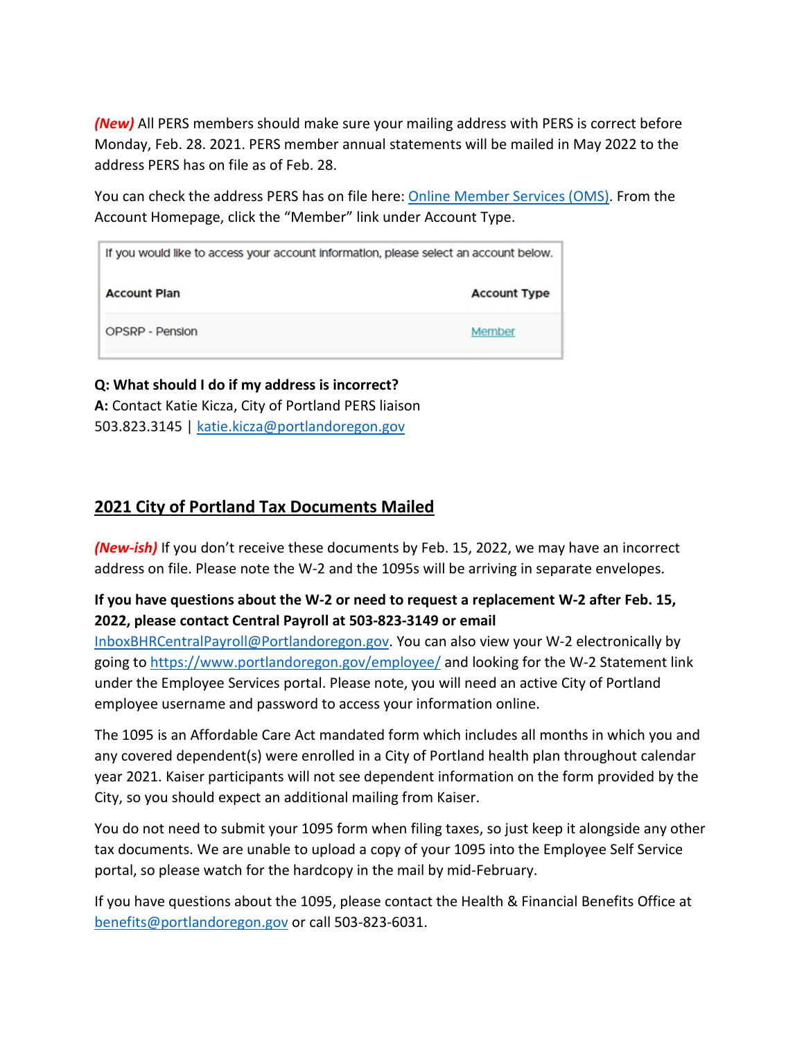***(New)*** All PERS members should make sure your mailing address with PERS is correct before Monday, Feb. 28. 2021. PERS member annual statements will be mailed in May 2022 to the address PERS has on file as of Feb. 28.

You can check the address PERS has on file here: [Online Member Services (OMS)](). From the Account Homepage, click the "Member" link under Account Type.

If you would like to access your account information, please select an account below.

| Account Plan | Account Type |
|---|---|
| OPSRP - Pension | Member |

**Q: What should I do if my address is incorrect?**
**A:** Contact Katie Kicza, City of Portland PERS liaison
503.823.3145 | katie.kicza@portlandoregon.gov

## 2021 City of Portland Tax Documents Mailed

***(New-ish)*** If you don't receive these documents by Feb. 15, 2022, we may have an incorrect address on file. Please note the W-2 and the 1095s will be arriving in separate envelopes.

**If you have questions about the W-2 or need to request a replacement W-2 after Feb. 15, 2022, please contact Central Payroll at 503-823-3149 or email** InboxBHRCentralPayroll@Portlandoregon.gov. You can also view your W-2 electronically by going to https://www.portlandoregon.gov/employee/ and looking for the W-2 Statement link under the Employee Services portal. Please note, you will need an active City of Portland employee username and password to access your information online.

The 1095 is an Affordable Care Act mandated form which includes all months in which you and any covered dependent(s) were enrolled in a City of Portland health plan throughout calendar year 2021. Kaiser participants will not see dependent information on the form provided by the City, so you should expect an additional mailing from Kaiser.

You do not need to submit your 1095 form when filing taxes, so just keep it alongside any other tax documents. We are unable to upload a copy of your 1095 into the Employee Self Service portal, so please watch for the hardcopy in the mail by mid-February.

If you have questions about the 1095, please contact the Health & Financial Benefits Office at benefits@portlandoregon.gov or call 503-823-6031.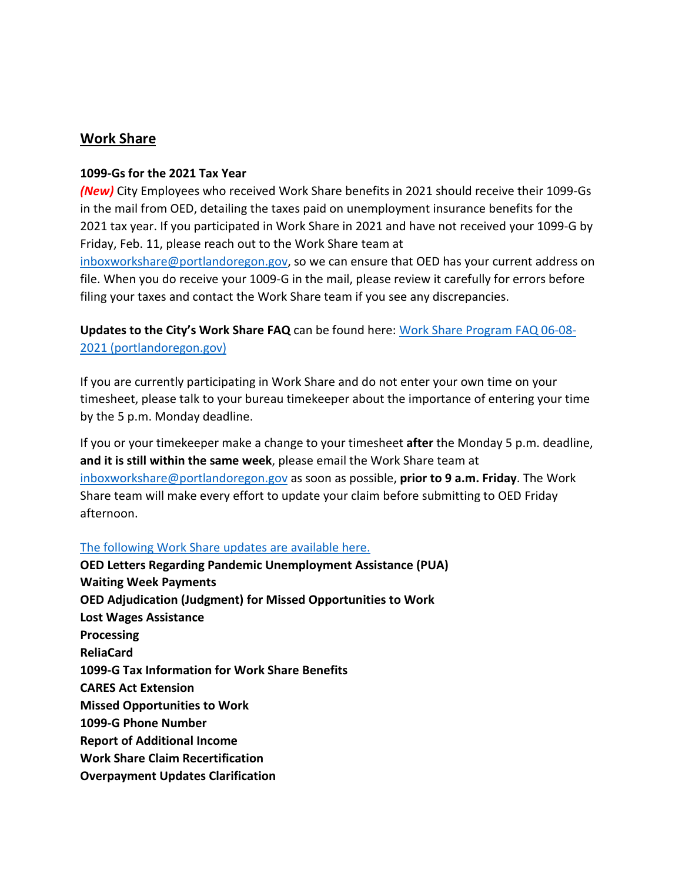## Work Share

**1099-Gs for the 2021 Tax Year**

***(New)*** City Employees who received Work Share benefits in 2021 should receive their 1099-Gs in the mail from OED, detailing the taxes paid on unemployment insurance benefits for the 2021 tax year. If you participated in Work Share in 2021 and have not received your 1099-G by Friday, Feb. 11, please reach out to the Work Share team at inboxworkshare@portlandoregon.gov, so we can ensure that OED has your current address on file. When you do receive your 1009-G in the mail, please review it carefully for errors before filing your taxes and contact the Work Share team if you see any discrepancies.

**Updates to the City's Work Share FAQ** can be found here: Work Share Program FAQ 06-08-2021 (portlandoregon.gov)

If you are currently participating in Work Share and do not enter your own time on your timesheet, please talk to your bureau timekeeper about the importance of entering your time by the 5 p.m. Monday deadline.

If you or your timekeeper make a change to your timesheet **after** the Monday 5 p.m. deadline, **and it is still within the same week**, please email the Work Share team at inboxworkshare@portlandoregon.gov as soon as possible, **prior to 9 a.m. Friday**. The Work Share team will make every effort to update your claim before submitting to OED Friday afternoon.

The following Work Share updates are available here.

**OED Letters Regarding Pandemic Unemployment Assistance (PUA)**
**Waiting Week Payments**
**OED Adjudication (Judgment) for Missed Opportunities to Work**
**Lost Wages Assistance**
**Processing**
**ReliaCard**
**1099-G Tax Information for Work Share Benefits**
**CARES Act Extension**
**Missed Opportunities to Work**
**1099-G Phone Number**
**Report of Additional Income**
**Work Share Claim Recertification**
**Overpayment Updates Clarification**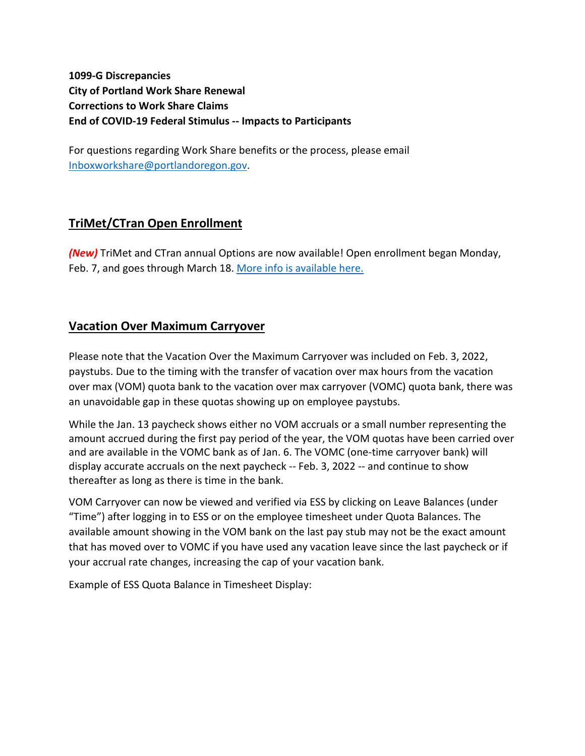**1099-G Discrepancies**
**City of Portland Work Share Renewal**
**Corrections to Work Share Claims**
**End of COVID-19 Federal Stimulus -- Impacts to Participants**

For questions regarding Work Share benefits or the process, please email [Inboxworkshare@portlandoregon.gov](mailto:Inboxworkshare@portlandoregon.gov).

## TriMet/CTran Open Enrollment

***(New)*** TriMet and CTran annual Options are now available! Open enrollment began Monday, Feb. 7, and goes through March 18. More info is available here.

## Vacation Over Maximum Carryover

Please note that the Vacation Over the Maximum Carryover was included on Feb. 3, 2022, paystubs. Due to the timing with the transfer of vacation over max hours from the vacation over max (VOM) quota bank to the vacation over max carryover (VOMC) quota bank, there was an unavoidable gap in these quotas showing up on employee paystubs.

While the Jan. 13 paycheck shows either no VOM accruals or a small number representing the amount accrued during the first pay period of the year, the VOM quotas have been carried over and are available in the VOMC bank as of Jan. 6. The VOMC (one-time carryover bank) will display accurate accruals on the next paycheck -- Feb. 3, 2022 -- and continue to show thereafter as long as there is time in the bank.

VOM Carryover can now be viewed and verified via ESS by clicking on Leave Balances (under "Time") after logging in to ESS or on the employee timesheet under Quota Balances. The available amount showing in the VOM bank on the last pay stub may not be the exact amount that has moved over to VOMC if you have used any vacation leave since the last paycheck or if your accrual rate changes, increasing the cap of your vacation bank.

Example of ESS Quota Balance in Timesheet Display: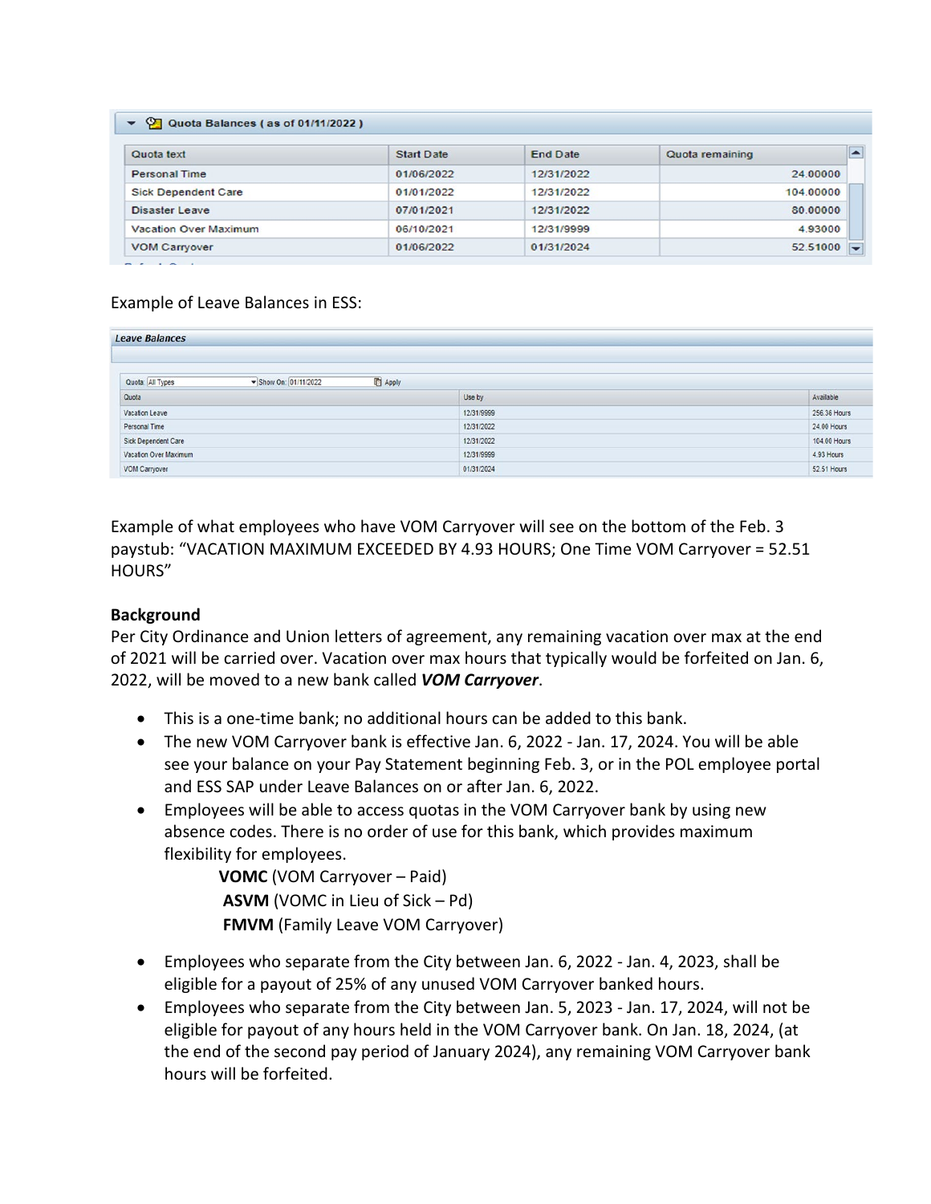**Quota Balances ( as of 01/11/2022 )**

| Quota text | Start Date | End Date | Quota remaining |
| --- | --- | --- | --- |
| Personal Time | 01/06/2022 | 12/31/2022 | 24.00000 |
| Sick Dependent Care | 01/01/2022 | 12/31/2022 | 104.00000 |
| Disaster Leave | 07/01/2021 | 12/31/2022 | 80.00000 |
| Vacation Over Maximum | 06/10/2021 | 12/31/9999 | 4.93000 |
| VOM Carryover | 01/06/2022 | 01/31/2024 | 52.51000 |

Example of Leave Balances in ESS:

**Leave Balances**

Quota: All Types Show On: 01/11/2022 Apply

| Quota | Use by | Available |
| --- | --- | --- |
| Vacation Leave | 12/31/9999 | 256.36 Hours |
| Personal Time | 12/31/2022 | 24.00 Hours |
| Sick Dependent Care | 12/31/2022 | 104.00 Hours |
| Vacation Over Maximum | 12/31/9999 | 4.93 Hours |
| VOM Carryover | 01/31/2024 | 52.51 Hours |

Example of what employees who have VOM Carryover will see on the bottom of the Feb. 3 paystub: "VACATION MAXIMUM EXCEEDED BY 4.93 HOURS; One Time VOM Carryover = 52.51 HOURS"

**Background**

Per City Ordinance and Union letters of agreement, any remaining vacation over max at the end of 2021 will be carried over. Vacation over max hours that typically would be forfeited on Jan. 6, 2022, will be moved to a new bank called ***VOM Carryover***.

- This is a one-time bank; no additional hours can be added to this bank.
- The new VOM Carryover bank is effective Jan. 6, 2022 - Jan. 17, 2024. You will be able see your balance on your Pay Statement beginning Feb. 3, or in the POL employee portal and ESS SAP under Leave Balances on or after Jan. 6, 2022.
- Employees will be able to access quotas in the VOM Carryover bank by using new absence codes. There is no order of use for this bank, which provides maximum flexibility for employees.
  - **VOMC** (VOM Carryover – Paid)
  - **ASVM** (VOMC in Lieu of Sick – Pd)
  - **FMVM** (Family Leave VOM Carryover)
- Employees who separate from the City between Jan. 6, 2022 - Jan. 4, 2023, shall be eligible for a payout of 25% of any unused VOM Carryover banked hours.
- Employees who separate from the City between Jan. 5, 2023 - Jan. 17, 2024, will not be eligible for payout of any hours held in the VOM Carryover bank. On Jan. 18, 2024, (at the end of the second pay period of January 2024), any remaining VOM Carryover bank hours will be forfeited.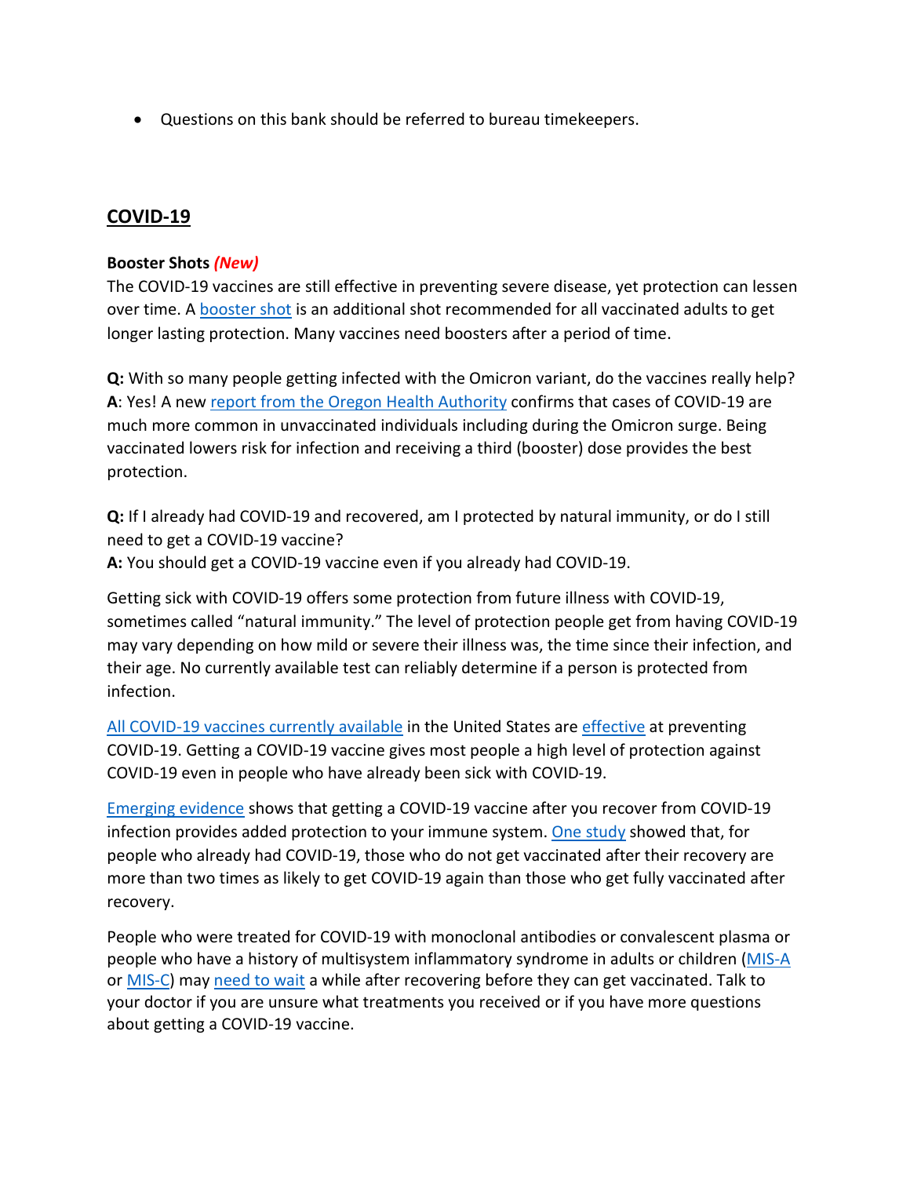- Questions on this bank should be referred to bureau timekeepers.

## COVID-19

**Booster Shots** ***(New)***

The COVID-19 vaccines are still effective in preventing severe disease, yet protection can lessen over time. A booster shot is an additional shot recommended for all vaccinated adults to get longer lasting protection. Many vaccines need boosters after a period of time.

**Q:** With so many people getting infected with the Omicron variant, do the vaccines really help?
**A**: Yes! A new report from the Oregon Health Authority confirms that cases of COVID-19 are much more common in unvaccinated individuals including during the Omicron surge. Being vaccinated lowers risk for infection and receiving a third (booster) dose provides the best protection.

**Q:** If I already had COVID-19 and recovered, am I protected by natural immunity, or do I still need to get a COVID-19 vaccine?
**A:** You should get a COVID-19 vaccine even if you already had COVID-19.

Getting sick with COVID-19 offers some protection from future illness with COVID-19, sometimes called "natural immunity." The level of protection people get from having COVID-19 may vary depending on how mild or severe their illness was, the time since their infection, and their age. No currently available test can reliably determine if a person is protected from infection.

All COVID-19 vaccines currently available in the United States are effective at preventing COVID-19. Getting a COVID-19 vaccine gives most people a high level of protection against COVID-19 even in people who have already been sick with COVID-19.

Emerging evidence shows that getting a COVID-19 vaccine after you recover from COVID-19 infection provides added protection to your immune system. One study showed that, for people who already had COVID-19, those who do not get vaccinated after their recovery are more than two times as likely to get COVID-19 again than those who get fully vaccinated after recovery.

People who were treated for COVID-19 with monoclonal antibodies or convalescent plasma or people who have a history of multisystem inflammatory syndrome in adults or children (MIS-A or MIS-C) may need to wait a while after recovering before they can get vaccinated. Talk to your doctor if you are unsure what treatments you received or if you have more questions about getting a COVID-19 vaccine.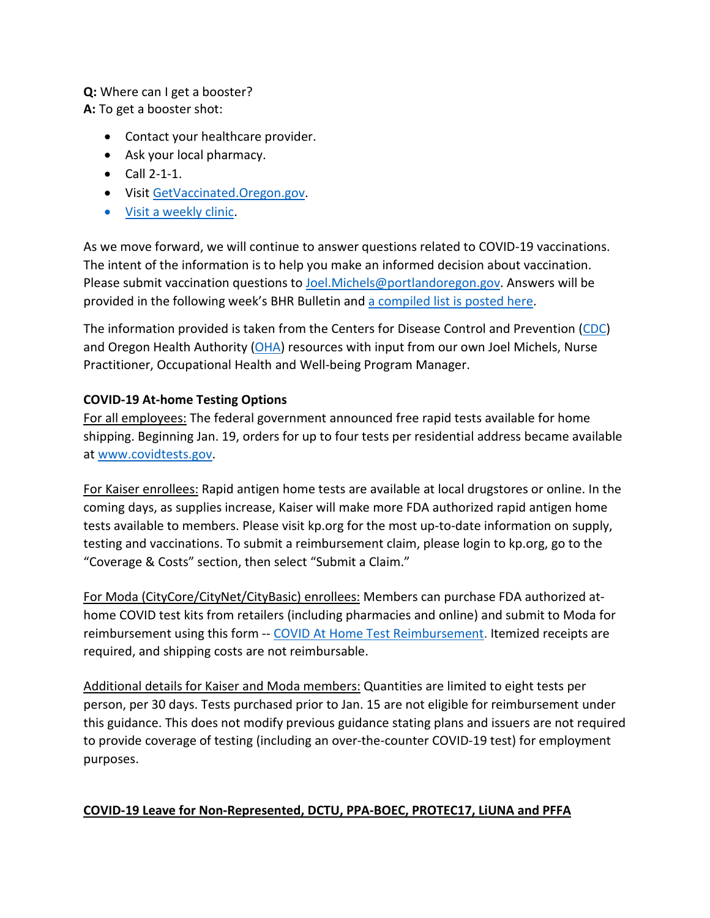**Q:** Where can I get a booster?
**A:** To get a booster shot:

- Contact your healthcare provider.
- Ask your local pharmacy.
- Call 2-1-1.
- Visit GetVaccinated.Oregon.gov.
- Visit a weekly clinic.

As we move forward, we will continue to answer questions related to COVID-19 vaccinations. The intent of the information is to help you make an informed decision about vaccination. Please submit vaccination questions to Joel.Michels@portlandoregon.gov. Answers will be provided in the following week's BHR Bulletin and a compiled list is posted here.

The information provided is taken from the Centers for Disease Control and Prevention (CDC) and Oregon Health Authority (OHA) resources with input from our own Joel Michels, Nurse Practitioner, Occupational Health and Well-being Program Manager.

**COVID-19 At-home Testing Options**

For all employees: The federal government announced free rapid tests available for home shipping. Beginning Jan. 19, orders for up to four tests per residential address became available at www.covidtests.gov.

For Kaiser enrollees: Rapid antigen home tests are available at local drugstores or online. In the coming days, as supplies increase, Kaiser will make more FDA authorized rapid antigen home tests available to members. Please visit kp.org for the most up-to-date information on supply, testing and vaccinations. To submit a reimbursement claim, please login to kp.org, go to the "Coverage & Costs" section, then select "Submit a Claim."

For Moda (CityCore/CityNet/CityBasic) enrollees: Members can purchase FDA authorized at-home COVID test kits from retailers (including pharmacies and online) and submit to Moda for reimbursement using this form -- COVID At Home Test Reimbursement. Itemized receipts are required, and shipping costs are not reimbursable.

Additional details for Kaiser and Moda members: Quantities are limited to eight tests per person, per 30 days. Tests purchased prior to Jan. 15 are not eligible for reimbursement under this guidance. This does not modify previous guidance stating plans and issuers are not required to provide coverage of testing (including an over-the-counter COVID-19 test) for employment purposes.

**COVID-19 Leave for Non-Represented, DCTU, PPA-BOEC, PROTEC17, LiUNA and PFFA**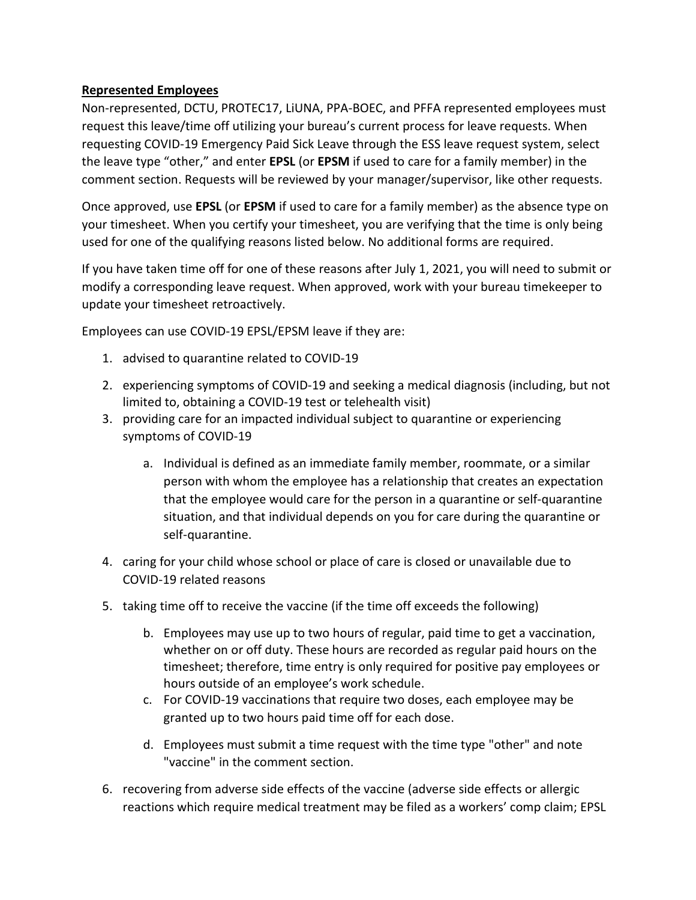**Represented Employees**

Non-represented, DCTU, PROTEC17, LiUNA, PPA-BOEC, and PFFA represented employees must request this leave/time off utilizing your bureau's current process for leave requests. When requesting COVID-19 Emergency Paid Sick Leave through the ESS leave request system, select the leave type "other," and enter **EPSL** (or **EPSM** if used to care for a family member) in the comment section. Requests will be reviewed by your manager/supervisor, like other requests.

Once approved, use **EPSL** (or **EPSM** if used to care for a family member) as the absence type on your timesheet. When you certify your timesheet, you are verifying that the time is only being used for one of the qualifying reasons listed below. No additional forms are required.

If you have taken time off for one of these reasons after July 1, 2021, you will need to submit or modify a corresponding leave request. When approved, work with your bureau timekeeper to update your timesheet retroactively.

Employees can use COVID-19 EPSL/EPSM leave if they are:

1. advised to quarantine related to COVID-19
2. experiencing symptoms of COVID-19 and seeking a medical diagnosis (including, but not limited to, obtaining a COVID-19 test or telehealth visit)
3. providing care for an impacted individual subject to quarantine or experiencing symptoms of COVID-19
    a. Individual is defined as an immediate family member, roommate, or a similar person with whom the employee has a relationship that creates an expectation that the employee would care for the person in a quarantine or self-quarantine situation, and that individual depends on you for care during the quarantine or self-quarantine.
4. caring for your child whose school or place of care is closed or unavailable due to COVID-19 related reasons
5. taking time off to receive the vaccine (if the time off exceeds the following)
    b. Employees may use up to two hours of regular, paid time to get a vaccination, whether on or off duty. These hours are recorded as regular paid hours on the timesheet; therefore, time entry is only required for positive pay employees or hours outside of an employee's work schedule.
    c. For COVID-19 vaccinations that require two doses, each employee may be granted up to two hours paid time off for each dose.
    d. Employees must submit a time request with the time type "other" and note "vaccine" in the comment section.
6. recovering from adverse side effects of the vaccine (adverse side effects or allergic reactions which require medical treatment may be filed as a workers' comp claim; EPSL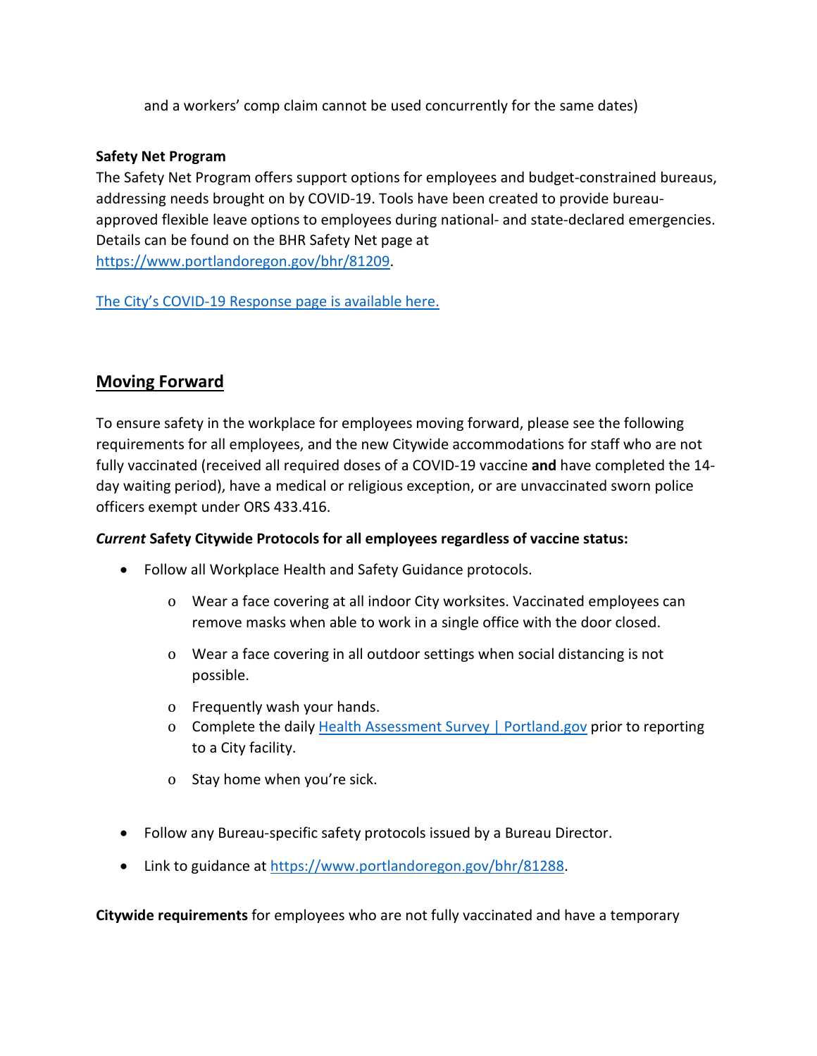and a workers' comp claim cannot be used concurrently for the same dates)

**Safety Net Program**

The Safety Net Program offers support options for employees and budget-constrained bureaus, addressing needs brought on by COVID-19. Tools have been created to provide bureau-approved flexible leave options to employees during national- and state-declared emergencies. Details can be found on the BHR Safety Net page at https://www.portlandoregon.gov/bhr/81209.

The City's COVID-19 Response page is available here.

## Moving Forward

To ensure safety in the workplace for employees moving forward, please see the following requirements for all employees, and the new Citywide accommodations for staff who are not fully vaccinated (received all required doses of a COVID-19 vaccine **and** have completed the 14-day waiting period), have a medical or religious exception, or are unvaccinated sworn police officers exempt under ORS 433.416.

***Current* Safety Citywide Protocols for all employees regardless of vaccine status:**

- Follow all Workplace Health and Safety Guidance protocols.
  - Wear a face covering at all indoor City worksites. Vaccinated employees can remove masks when able to work in a single office with the door closed.
  - Wear a face covering in all outdoor settings when social distancing is not possible.
  - Frequently wash your hands.
  - Complete the daily Health Assessment Survey | Portland.gov prior to reporting to a City facility.
  - Stay home when you're sick.
- Follow any Bureau-specific safety protocols issued by a Bureau Director.
- Link to guidance at https://www.portlandoregon.gov/bhr/81288.

**Citywide requirements** for employees who are not fully vaccinated and have a temporary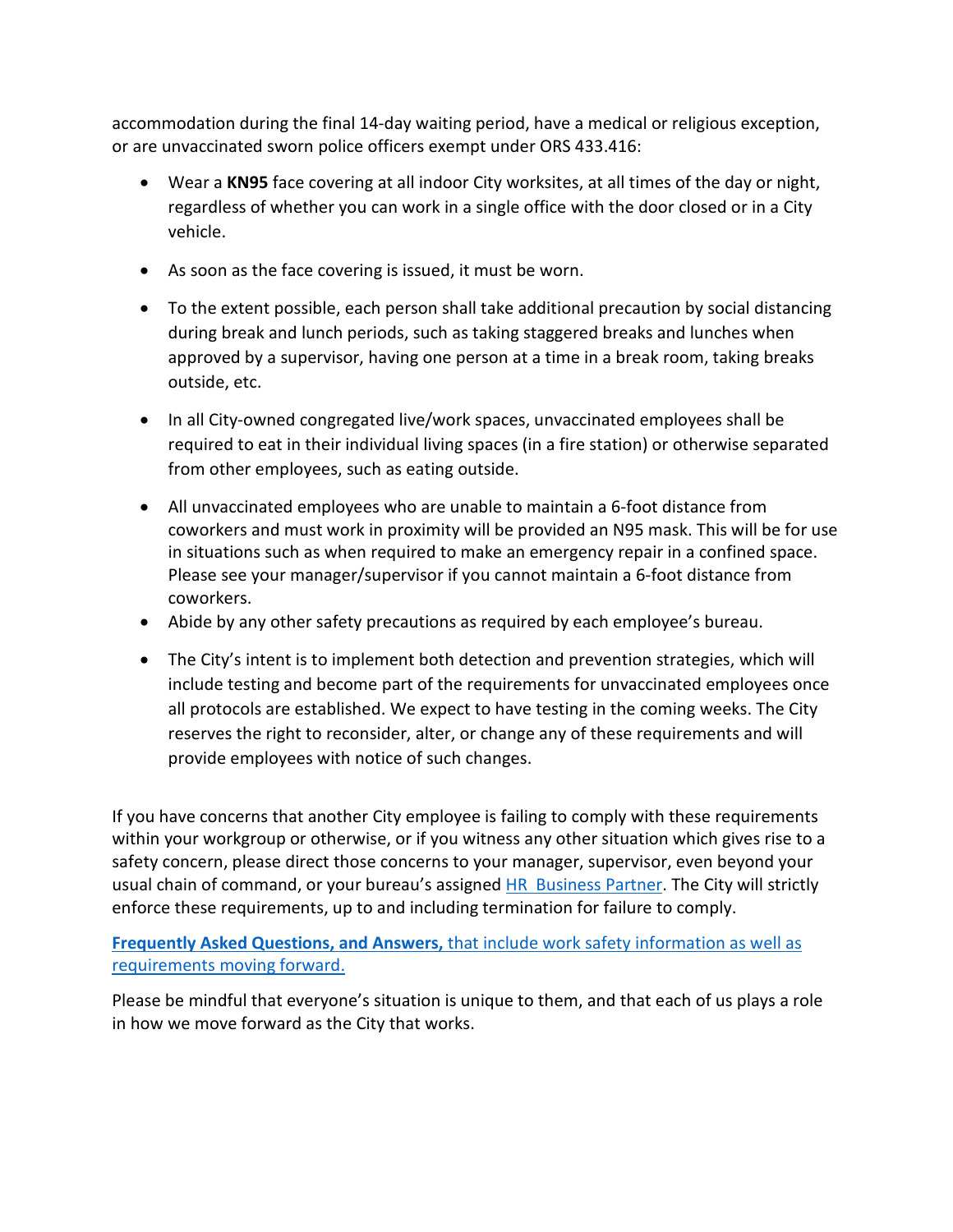accommodation during the final 14-day waiting period, have a medical or religious exception, or are unvaccinated sworn police officers exempt under ORS 433.416:

- Wear a **KN95** face covering at all indoor City worksites, at all times of the day or night, regardless of whether you can work in a single office with the door closed or in a City vehicle.
- As soon as the face covering is issued, it must be worn.
- To the extent possible, each person shall take additional precaution by social distancing during break and lunch periods, such as taking staggered breaks and lunches when approved by a supervisor, having one person at a time in a break room, taking breaks outside, etc.
- In all City-owned congregated live/work spaces, unvaccinated employees shall be required to eat in their individual living spaces (in a fire station) or otherwise separated from other employees, such as eating outside.
- All unvaccinated employees who are unable to maintain a 6-foot distance from coworkers and must work in proximity will be provided an N95 mask. This will be for use in situations such as when required to make an emergency repair in a confined space. Please see your manager/supervisor if you cannot maintain a 6-foot distance from coworkers.
- Abide by any other safety precautions as required by each employee's bureau.
- The City's intent is to implement both detection and prevention strategies, which will include testing and become part of the requirements for unvaccinated employees once all protocols are established. We expect to have testing in the coming weeks. The City reserves the right to reconsider, alter, or change any of these requirements and will provide employees with notice of such changes.

If you have concerns that another City employee is failing to comply with these requirements within your workgroup or otherwise, or if you witness any other situation which gives rise to a safety concern, please direct those concerns to your manager, supervisor, even beyond your usual chain of command, or your bureau's assigned HR Business Partner. The City will strictly enforce these requirements, up to and including termination for failure to comply.

**Frequently Asked Questions, and Answers,** that include work safety information as well as requirements moving forward.

Please be mindful that everyone's situation is unique to them, and that each of us plays a role in how we move forward as the City that works.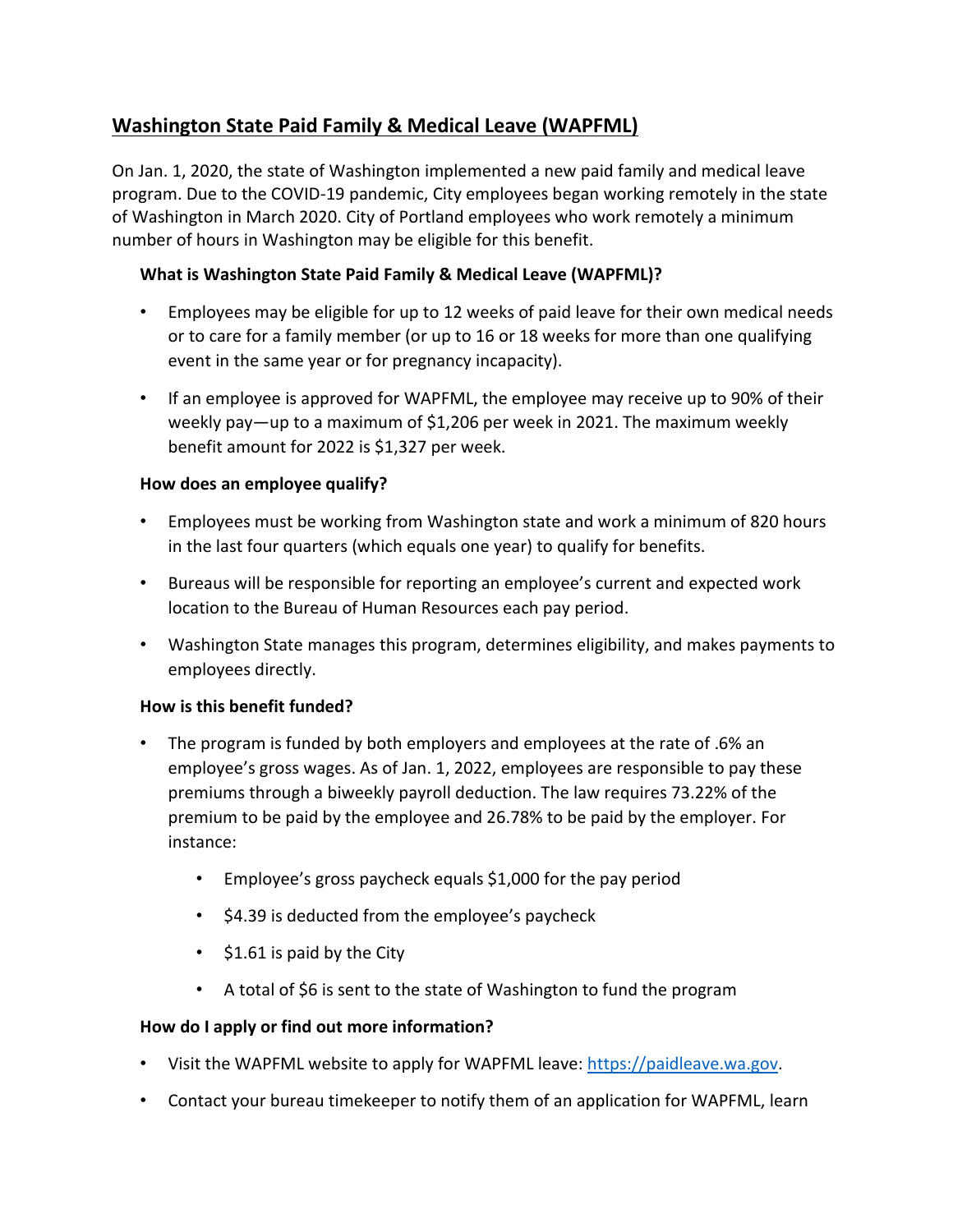## Washington State Paid Family & Medical Leave (WAPFML)

On Jan. 1, 2020, the state of Washington implemented a new paid family and medical leave program. Due to the COVID-19 pandemic, City employees began working remotely in the state of Washington in March 2020. City of Portland employees who work remotely a minimum number of hours in Washington may be eligible for this benefit.

### What is Washington State Paid Family & Medical Leave (WAPFML)?

- Employees may be eligible for up to 12 weeks of paid leave for their own medical needs or to care for a family member (or up to 16 or 18 weeks for more than one qualifying event in the same year or for pregnancy incapacity).
- If an employee is approved for WAPFML, the employee may receive up to 90% of their weekly pay—up to a maximum of $1,206 per week in 2021. The maximum weekly benefit amount for 2022 is $1,327 per week.

### How does an employee qualify?

- Employees must be working from Washington state and work a minimum of 820 hours in the last four quarters (which equals one year) to qualify for benefits.
- Bureaus will be responsible for reporting an employee's current and expected work location to the Bureau of Human Resources each pay period.
- Washington State manages this program, determines eligibility, and makes payments to employees directly.

### How is this benefit funded?

- The program is funded by both employers and employees at the rate of .6% an employee's gross wages. As of Jan. 1, 2022, employees are responsible to pay these premiums through a biweekly payroll deduction. The law requires 73.22% of the premium to be paid by the employee and 26.78% to be paid by the employer. For instance:
  - Employee's gross paycheck equals $1,000 for the pay period
  - $4.39 is deducted from the employee's paycheck
  - $1.61 is paid by the City
  - A total of $6 is sent to the state of Washington to fund the program

### How do I apply or find out more information?

- Visit the WAPFML website to apply for WAPFML leave: https://paidleave.wa.gov.
- Contact your bureau timekeeper to notify them of an application for WAPFML, learn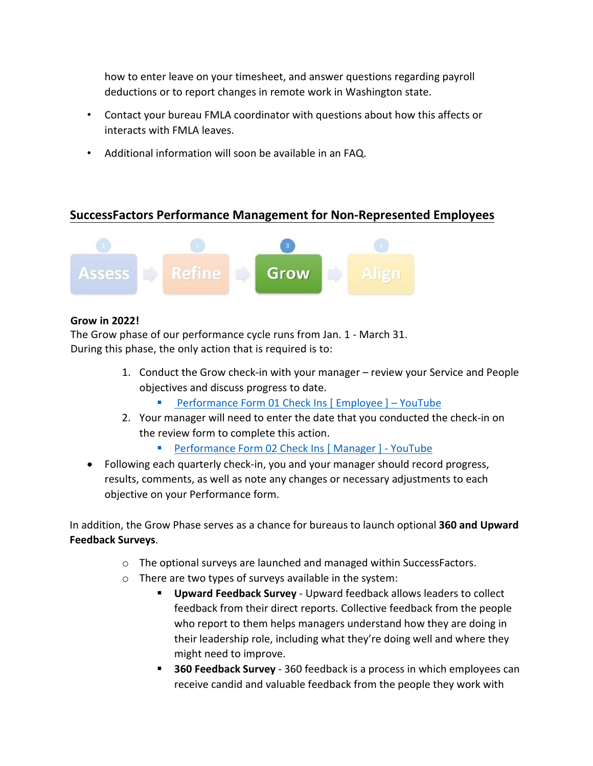how to enter leave on your timesheet, and answer questions regarding payroll deductions or to report changes in remote work in Washington state.

- Contact your bureau FMLA coordinator with questions about how this affects or interacts with FMLA leaves.
- Additional information will soon be available in an FAQ.

## SuccessFactors Performance Management for Non-Represented Employees

1 Assess → 2 Refine → 3 Grow → 4 Align

**Grow in 2022!**

The Grow phase of our performance cycle runs from Jan. 1 - March 31.
During this phase, the only action that is required is to:

1. Conduct the Grow check-in with your manager – review your Service and People objectives and discuss progress to date.
   - Performance Form 01 Check Ins [ Employee ] – YouTube
2. Your manager will need to enter the date that you conducted the check-in on the review form to complete this action.
   - Performance Form 02 Check Ins [ Manager ] - YouTube

- Following each quarterly check-in, you and your manager should record progress, results, comments, as well as note any changes or necessary adjustments to each objective on your Performance form.

In addition, the Grow Phase serves as a chance for bureaus to launch optional **360 and Upward Feedback Surveys**.

- The optional surveys are launched and managed within SuccessFactors.
- There are two types of surveys available in the system:
  - **Upward Feedback Survey** - Upward feedback allows leaders to collect feedback from their direct reports. Collective feedback from the people who report to them helps managers understand how they are doing in their leadership role, including what they're doing well and where they might need to improve.
  - **360 Feedback Survey** - 360 feedback is a process in which employees can receive candid and valuable feedback from the people they work with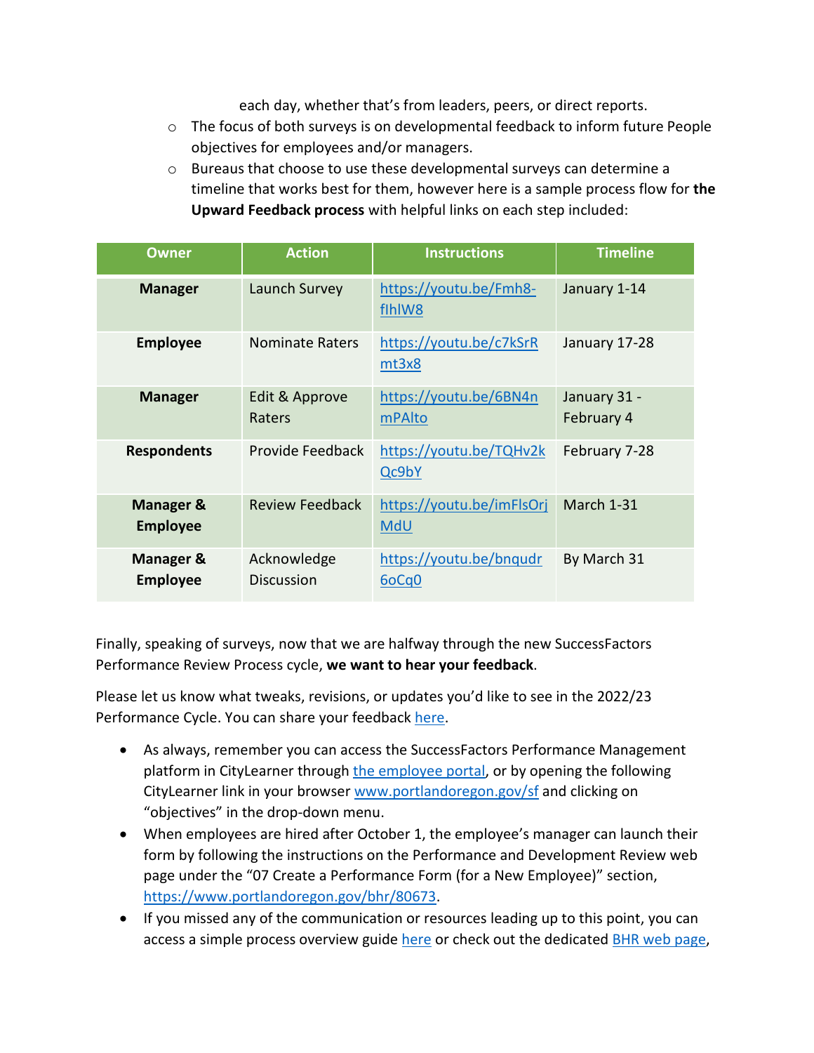each day, whether that's from leaders, peers, or direct reports.

- The focus of both surveys is on developmental feedback to inform future People objectives for employees and/or managers.
- Bureaus that choose to use these developmental surveys can determine a timeline that works best for them, however here is a sample process flow for **the Upward Feedback process** with helpful links on each step included:

| Owner | Action | Instructions | Timeline |
|---|---|---|---|
| **Manager** | Launch Survey | https://youtu.be/Fmh8-fIhlW8 | January 1-14 |
| **Employee** | Nominate Raters | https://youtu.be/c7kSrRmt3x8 | January 17-28 |
| **Manager** | Edit & Approve Raters | https://youtu.be/6BN4nmPAlto | January 31 - February 4 |
| **Respondents** | Provide Feedback | https://youtu.be/TQHv2kQc9bY | February 7-28 |
| **Manager & Employee** | Review Feedback | https://youtu.be/imFlsOrjMdU | March 1-31 |
| **Manager & Employee** | Acknowledge Discussion | https://youtu.be/bnqudr6oCq0 | By March 31 |

Finally, speaking of surveys, now that we are halfway through the new SuccessFactors Performance Review Process cycle, **we want to hear your feedback**.

Please let us know what tweaks, revisions, or updates you'd like to see in the 2022/23 Performance Cycle. You can share your feedback here.

- As always, remember you can access the SuccessFactors Performance Management platform in CityLearner through the employee portal, or by opening the following CityLearner link in your browser www.portlandoregon.gov/sf and clicking on "objectives" in the drop-down menu.
- When employees are hired after October 1, the employee's manager can launch their form by following the instructions on the Performance and Development Review web page under the "07 Create a Performance Form (for a New Employee)" section, https://www.portlandoregon.gov/bhr/80673.
- If you missed any of the communication or resources leading up to this point, you can access a simple process overview guide here or check out the dedicated BHR web page,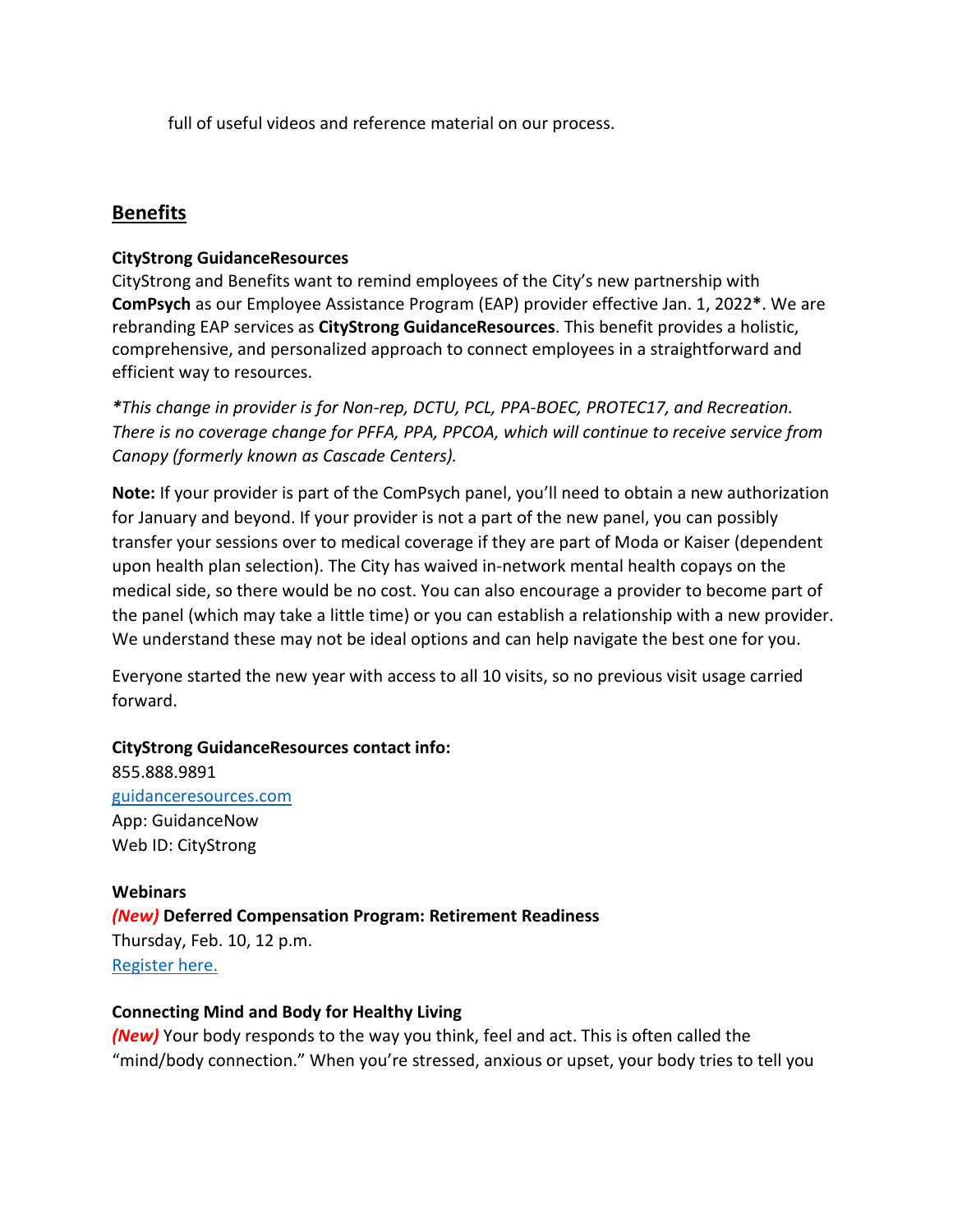full of useful videos and reference material on our process.

## Benefits

**CityStrong GuidanceResources**
CityStrong and Benefits want to remind employees of the City's new partnership with **ComPsych** as our Employee Assistance Program (EAP) provider effective Jan. 1, 2022**\***. We are rebranding EAP services as **CityStrong GuidanceResources**. This benefit provides a holistic, comprehensive, and personalized approach to connect employees in a straightforward and efficient way to resources.

*\*This change in provider is for Non-rep, DCTU, PCL, PPA-BOEC, PROTEC17, and Recreation. There is no coverage change for PFFA, PPA, PPCOA, which will continue to receive service from Canopy (formerly known as Cascade Centers).*

**Note:** If your provider is part of the ComPsych panel, you'll need to obtain a new authorization for January and beyond. If your provider is not a part of the new panel, you can possibly transfer your sessions over to medical coverage if they are part of Moda or Kaiser (dependent upon health plan selection). The City has waived in-network mental health copays on the medical side, so there would be no cost. You can also encourage a provider to become part of the panel (which may take a little time) or you can establish a relationship with a new provider. We understand these may not be ideal options and can help navigate the best one for you.

Everyone started the new year with access to all 10 visits, so no previous visit usage carried forward.

**CityStrong GuidanceResources contact info:**
855.888.9891
[guidanceresources.com](guidanceresources.com)
App: GuidanceNow
Web ID: CityStrong

**Webinars**
***(New)*** **Deferred Compensation Program: Retirement Readiness**
Thursday, Feb. 10, 12 p.m.
[Register here.]()

**Connecting Mind and Body for Healthy Living**
***(New)*** Your body responds to the way you think, feel and act. This is often called the "mind/body connection." When you're stressed, anxious or upset, your body tries to tell you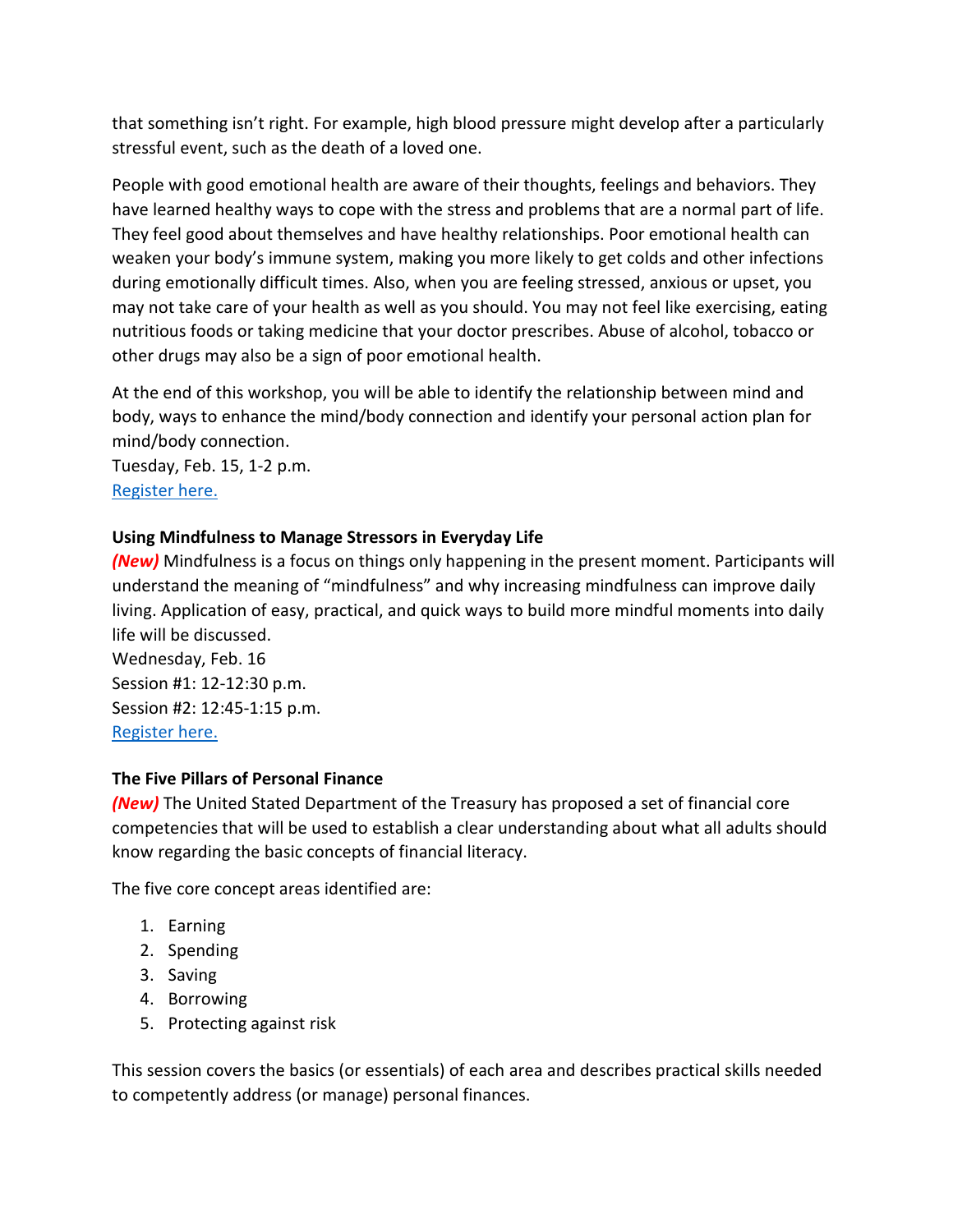that something isn't right. For example, high blood pressure might develop after a particularly stressful event, such as the death of a loved one.

People with good emotional health are aware of their thoughts, feelings and behaviors. They have learned healthy ways to cope with the stress and problems that are a normal part of life. They feel good about themselves and have healthy relationships. Poor emotional health can weaken your body's immune system, making you more likely to get colds and other infections during emotionally difficult times. Also, when you are feeling stressed, anxious or upset, you may not take care of your health as well as you should. You may not feel like exercising, eating nutritious foods or taking medicine that your doctor prescribes. Abuse of alcohol, tobacco or other drugs may also be a sign of poor emotional health.

At the end of this workshop, you will be able to identify the relationship between mind and body, ways to enhance the mind/body connection and identify your personal action plan for mind/body connection.
Tuesday, Feb. 15, 1-2 p.m.
Register here.

**Using Mindfulness to Manage Stressors in Everyday Life**
***(New)*** Mindfulness is a focus on things only happening in the present moment. Participants will understand the meaning of "mindfulness" and why increasing mindfulness can improve daily living. Application of easy, practical, and quick ways to build more mindful moments into daily life will be discussed.
Wednesday, Feb. 16
Session #1: 12-12:30 p.m.
Session #2: 12:45-1:15 p.m.
Register here.

**The Five Pillars of Personal Finance**
***(New)*** The United Stated Department of the Treasury has proposed a set of financial core competencies that will be used to establish a clear understanding about what all adults should know regarding the basic concepts of financial literacy.

The five core concept areas identified are:

1. Earning
2. Spending
3. Saving
4. Borrowing
5. Protecting against risk

This session covers the basics (or essentials) of each area and describes practical skills needed to competently address (or manage) personal finances.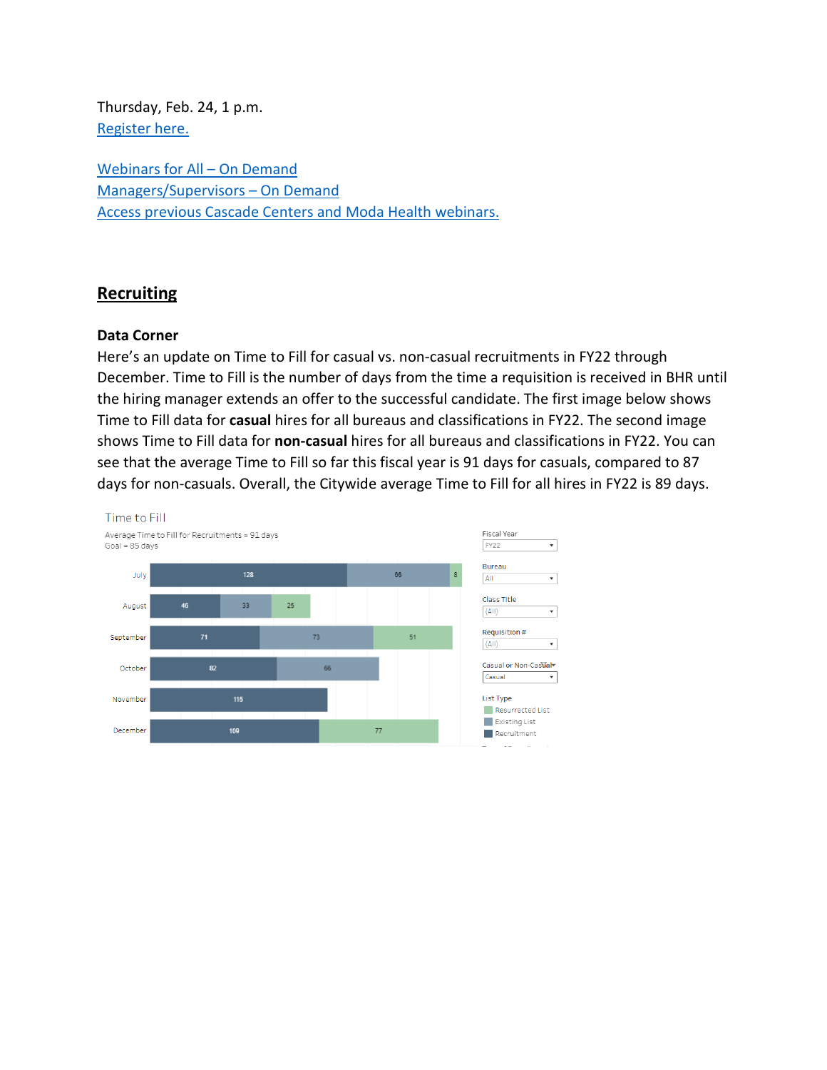Thursday, Feb. 24, 1 p.m.
[Register here.]

[Webinars for All – On Demand]
[Managers/Supervisors – On Demand]
[Access previous Cascade Centers and Moda Health webinars.]

## Recruiting

**Data Corner**

Here's an update on Time to Fill for casual vs. non-casual recruitments in FY22 through December. Time to Fill is the number of days from the time a requisition is received in BHR until the hiring manager extends an offer to the successful candidate. The first image below shows Time to Fill data for **casual** hires for all bureaus and classifications in FY22. The second image shows Time to Fill data for **non-casual** hires for all bureaus and classifications in FY22. You can see that the average Time to Fill so far this fiscal year is 91 days for casuals, compared to 87 days for non-casuals. Overall, the Citywide average Time to Fill for all hires in FY22 is 89 days.

Time to Fill

Average Time to Fill for Recruitments = 91 days
Goal = 85 days

| Month | Recruitment | Existing List | Resurrected List |
| --- | --- | --- | --- |
| July | 128 | 66 | 8 |
| August | 46 | 33 | 25 |
| September | 71 | 73 | 51 |
| October | 82 | 66 | |
| November | 115 | | |
| December | 109 | | 77 |

Fiscal Year: FY22
Bureau: All
Class Title: (All)
Requisition #: (All)
Casual or Non-Casual: Casual

List Type: Resurrected List, Existing List, Recruitment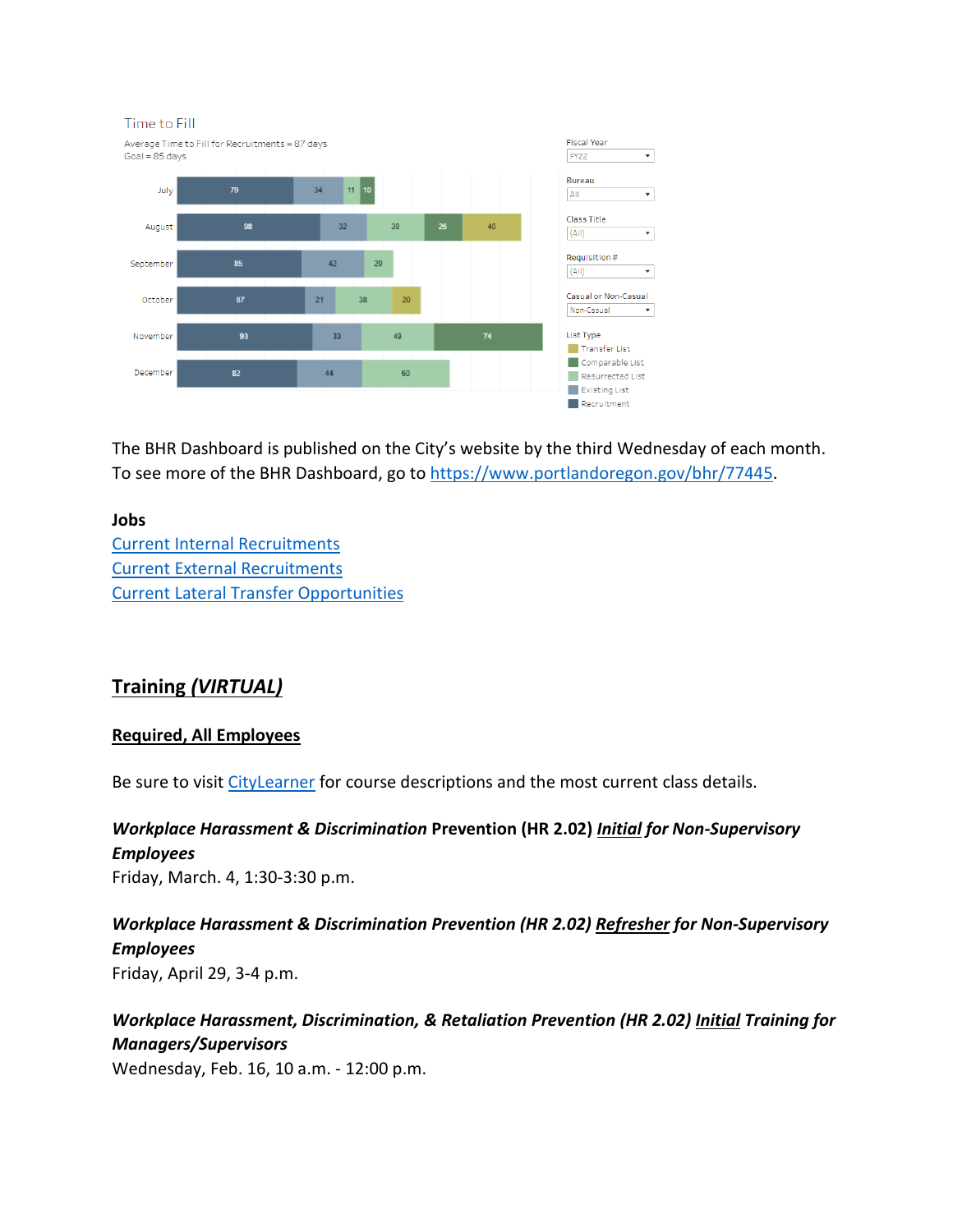Time to Fill

Average Time to Fill for Recruitments = 87 days
Goal = 85 days

Fiscal Year: FY22
Bureau: All
Class Title: (All)
Requisition #: (All)
Casual or Non-Casual: Non-Casual

| Month | Recruitment | Existing List | Resurrected List | Comparable List | Transfer List |
|---|---|---|---|---|---|
| July | 79 | 34 | 11 | 10 | |
| August | 98 | 32 | 39 | 26 | 40 |
| September | 85 | 42 | 20 | | |
| October | 87 | 21 | 38 | | 20 |
| November | 93 | 33 | 49 | 74 | |
| December | 82 | 44 | 60 | | |

The BHR Dashboard is published on the City's website by the third Wednesday of each month. To see more of the BHR Dashboard, go to https://www.portlandoregon.gov/bhr/77445.

**Jobs**

Current Internal Recruitments
Current External Recruitments
Current Lateral Transfer Opportunities

## Training *(VIRTUAL)*

### Required, All Employees

Be sure to visit CityLearner for course descriptions and the most current class details.

***Workplace Harassment & Discrimination* Prevention (HR 2.02) *Initial for Non-Supervisory Employees***
Friday, March. 4, 1:30-3:30 p.m.

***Workplace Harassment & Discrimination Prevention (HR 2.02) Refresher for Non-Supervisory Employees***
Friday, April 29, 3-4 p.m.

***Workplace Harassment, Discrimination, & Retaliation Prevention (HR 2.02) Initial Training for Managers/Supervisors***
Wednesday, Feb. 16, 10 a.m. - 12:00 p.m.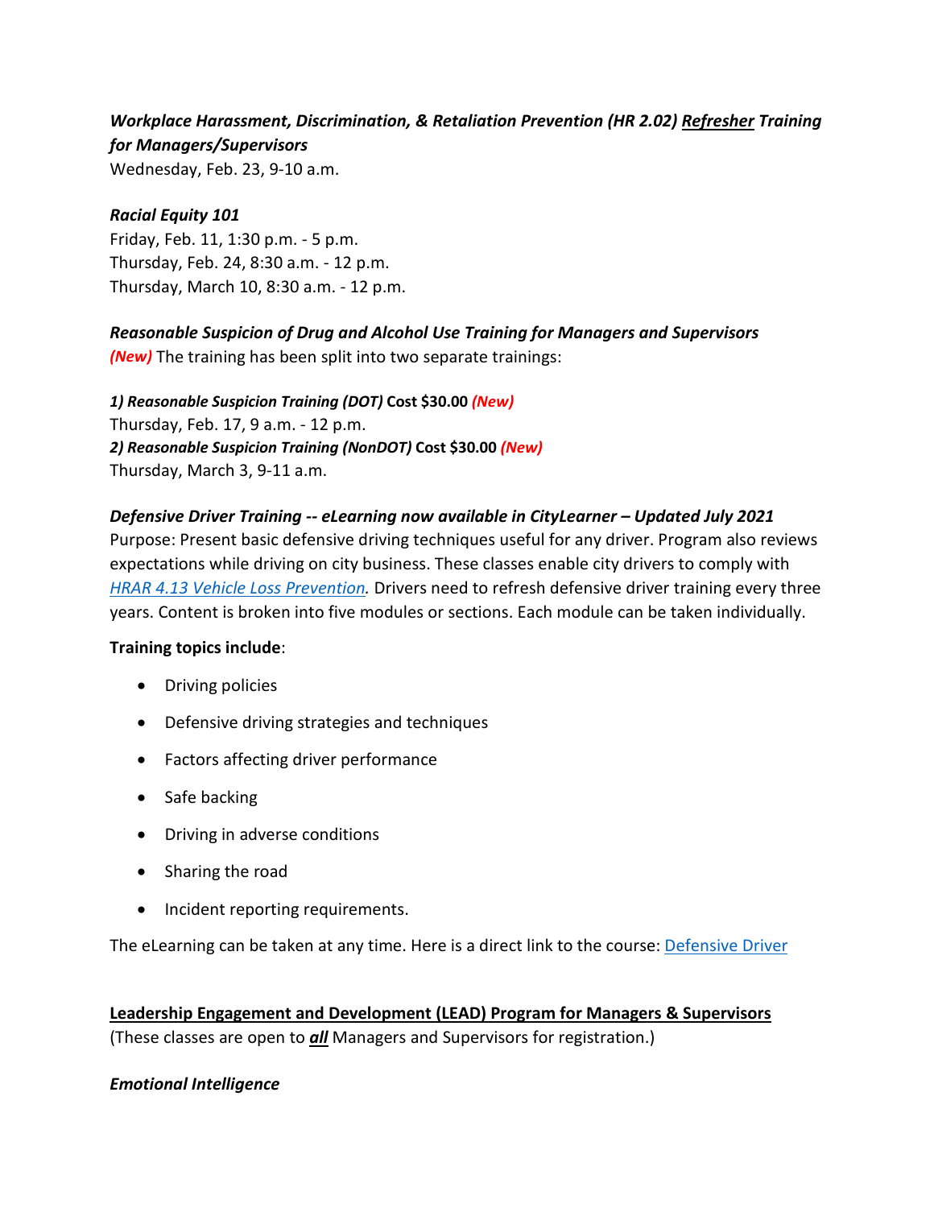***Workplace Harassment, Discrimination, & Retaliation Prevention (HR 2.02) <u>Refresher</u> Training for Managers/Supervisors***
Wednesday, Feb. 23, 9-10 a.m.

***Racial Equity 101***
Friday, Feb. 11, 1:30 p.m. - 5 p.m.
Thursday, Feb. 24, 8:30 a.m. - 12 p.m.
Thursday, March 10, 8:30 a.m. - 12 p.m.

***Reasonable Suspicion of Drug and Alcohol Use Training for Managers and Supervisors***
***(New)*** The training has been split into two separate trainings:

***1) Reasonable Suspicion Training (DOT)* Cost $30.00 *(New)***
Thursday, Feb. 17, 9 a.m. - 12 p.m.
***2) Reasonable Suspicion Training (NonDOT)* Cost $30.00 *(New)***
Thursday, March 3, 9-11 a.m.

***Defensive Driver Training -- eLearning now available in CityLearner – Updated July 2021***
Purpose: Present basic defensive driving techniques useful for any driver. Program also reviews expectations while driving on city business. These classes enable city drivers to comply with *HRAR 4.13 Vehicle Loss Prevention.* Drivers need to refresh defensive driver training every three years. Content is broken into five modules or sections. Each module can be taken individually.

**Training topics include**:

- Driving policies
- Defensive driving strategies and techniques
- Factors affecting driver performance
- Safe backing
- Driving in adverse conditions
- Sharing the road
- Incident reporting requirements.

The eLearning can be taken at any time. Here is a direct link to the course: Defensive Driver

**<u>Leadership Engagement and Development (LEAD) Program for Managers & Supervisors</u>**
(These classes are open to ***<u>all</u>*** Managers and Supervisors for registration.)

***Emotional Intelligence***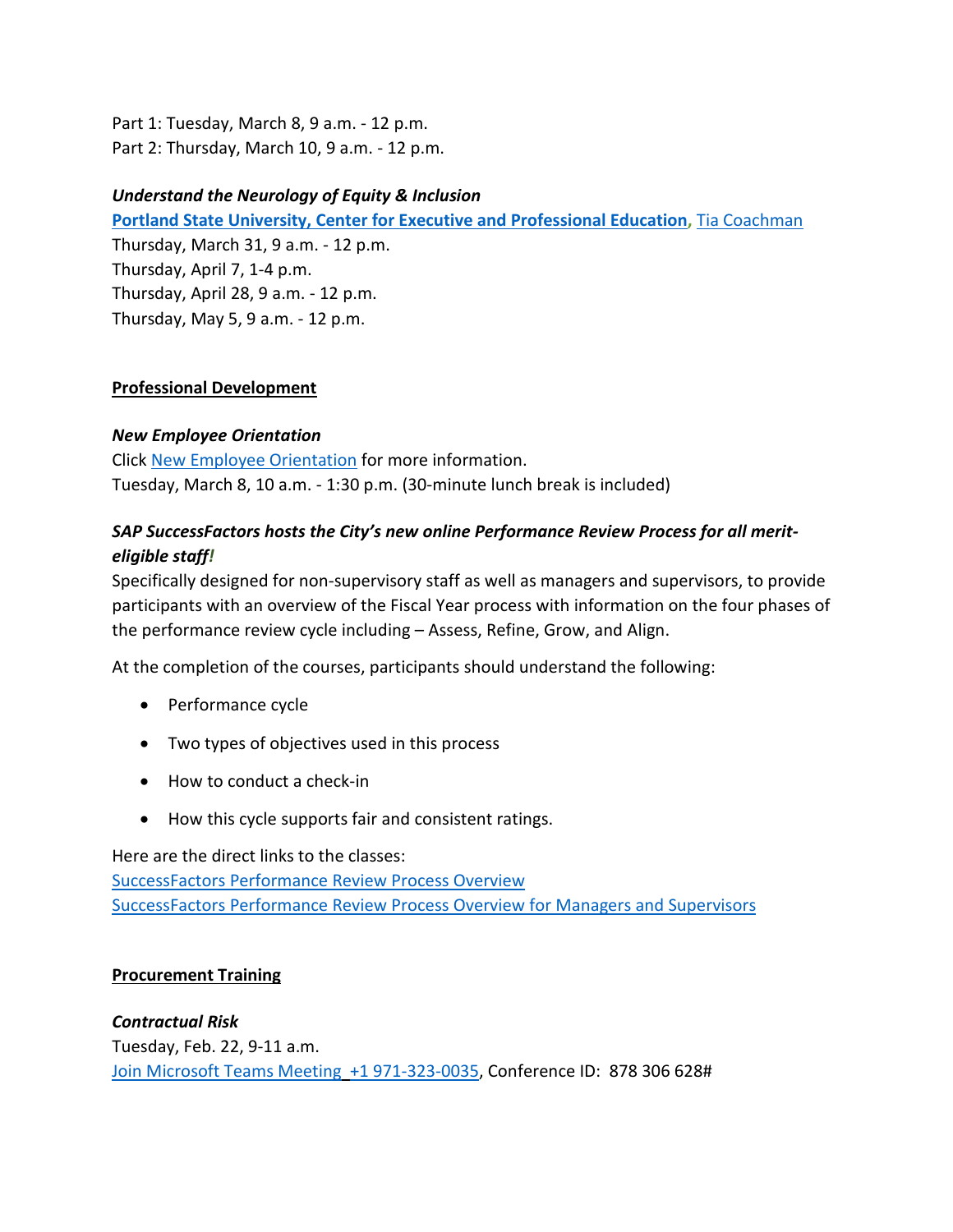Part 1: Tuesday, March 8, 9 a.m. - 12 p.m.
Part 2: Thursday, March 10, 9 a.m. - 12 p.m.

***Understand the Neurology of Equity & Inclusion***

**Portland State University, Center for Executive and Professional Education**, Tia Coachman
Thursday, March 31, 9 a.m. - 12 p.m.
Thursday, April 7, 1-4 p.m.
Thursday, April 28, 9 a.m. - 12 p.m.
Thursday, May 5, 9 a.m. - 12 p.m.

## Professional Development

***New Employee Orientation***

Click New Employee Orientation for more information.
Tuesday, March 8, 10 a.m. - 1:30 p.m. (30-minute lunch break is included)

***SAP SuccessFactors hosts the City's new online Performance Review Process for all merit-eligible staff!***

Specifically designed for non-supervisory staff as well as managers and supervisors, to provide participants with an overview of the Fiscal Year process with information on the four phases of the performance review cycle including – Assess, Refine, Grow, and Align.

At the completion of the courses, participants should understand the following:

- Performance cycle
- Two types of objectives used in this process
- How to conduct a check-in
- How this cycle supports fair and consistent ratings.

Here are the direct links to the classes:
SuccessFactors Performance Review Process Overview
SuccessFactors Performance Review Process Overview for Managers and Supervisors

## Procurement Training

***Contractual Risk***

Tuesday, Feb. 22, 9-11 a.m.
Join Microsoft Teams Meeting +1 971-323-0035, Conference ID: 878 306 628#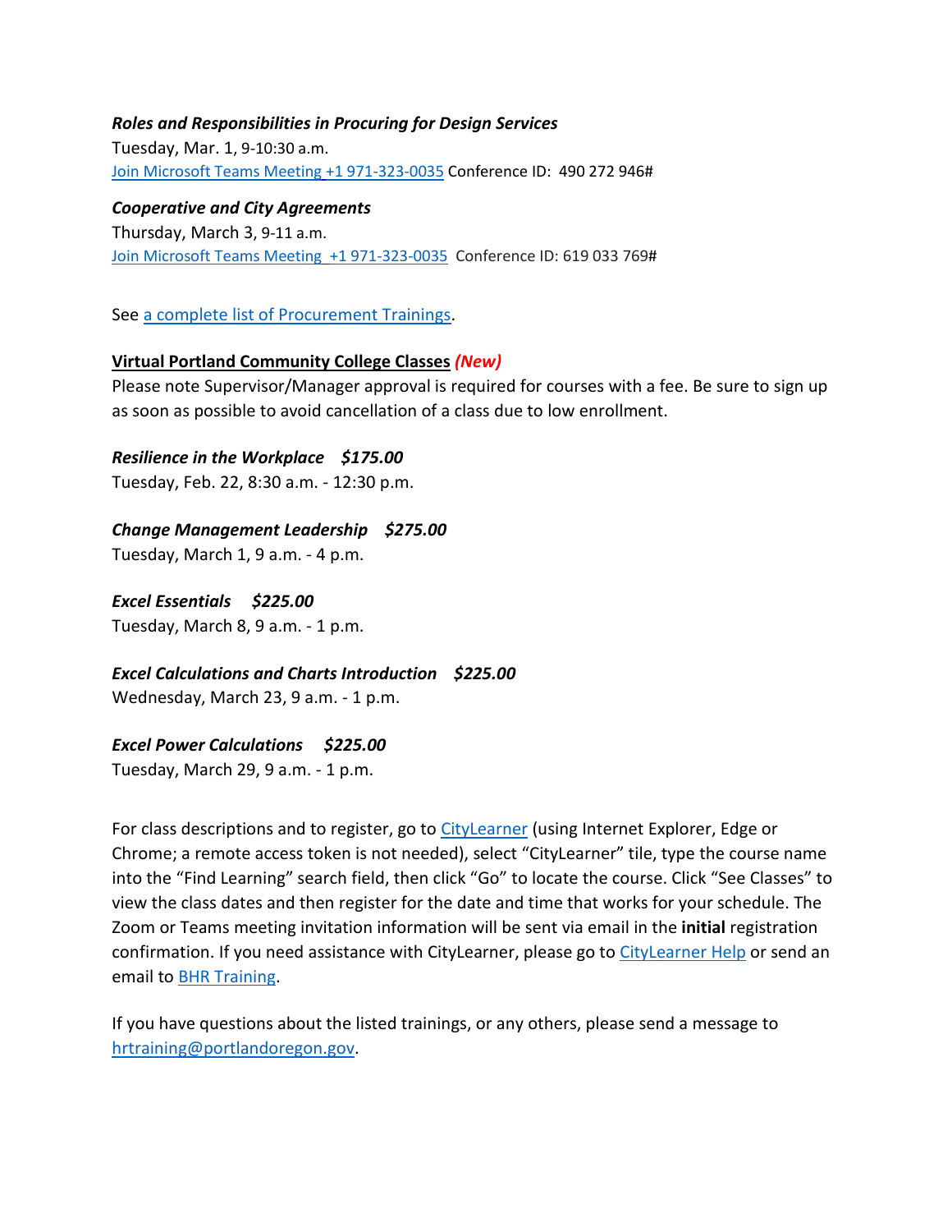***Roles and Responsibilities in Procuring for Design Services***
Tuesday, Mar. 1, 9-10:30 a.m.
Join Microsoft Teams Meeting +1 971-323-0035 Conference ID: 490 272 946#

***Cooperative and City Agreements***
Thursday, March 3, 9-11 a.m.
Join Microsoft Teams Meeting +1 971-323-0035 Conference ID: 619 033 769#

See a complete list of Procurement Trainings.

**Virtual Portland Community College Classes** ***(New)***
Please note Supervisor/Manager approval is required for courses with a fee. Be sure to sign up as soon as possible to avoid cancellation of a class due to low enrollment.

***Resilience in the Workplace $175.00***
Tuesday, Feb. 22, 8:30 a.m. - 12:30 p.m.

***Change Management Leadership $275.00***
Tuesday, March 1, 9 a.m. - 4 p.m.

***Excel Essentials $225.00***
Tuesday, March 8, 9 a.m. - 1 p.m.

***Excel Calculations and Charts Introduction $225.00***
Wednesday, March 23, 9 a.m. - 1 p.m.

***Excel Power Calculations $225.00***
Tuesday, March 29, 9 a.m. - 1 p.m.

For class descriptions and to register, go to CityLearner (using Internet Explorer, Edge or Chrome; a remote access token is not needed), select "CityLearner" tile, type the course name into the "Find Learning" search field, then click "Go" to locate the course. Click "See Classes" to view the class dates and then register for the date and time that works for your schedule. The Zoom or Teams meeting invitation information will be sent via email in the **initial** registration confirmation. If you need assistance with CityLearner, please go to CityLearner Help or send an email to BHR Training.

If you have questions about the listed trainings, or any others, please send a message to hrtraining@portlandoregon.gov.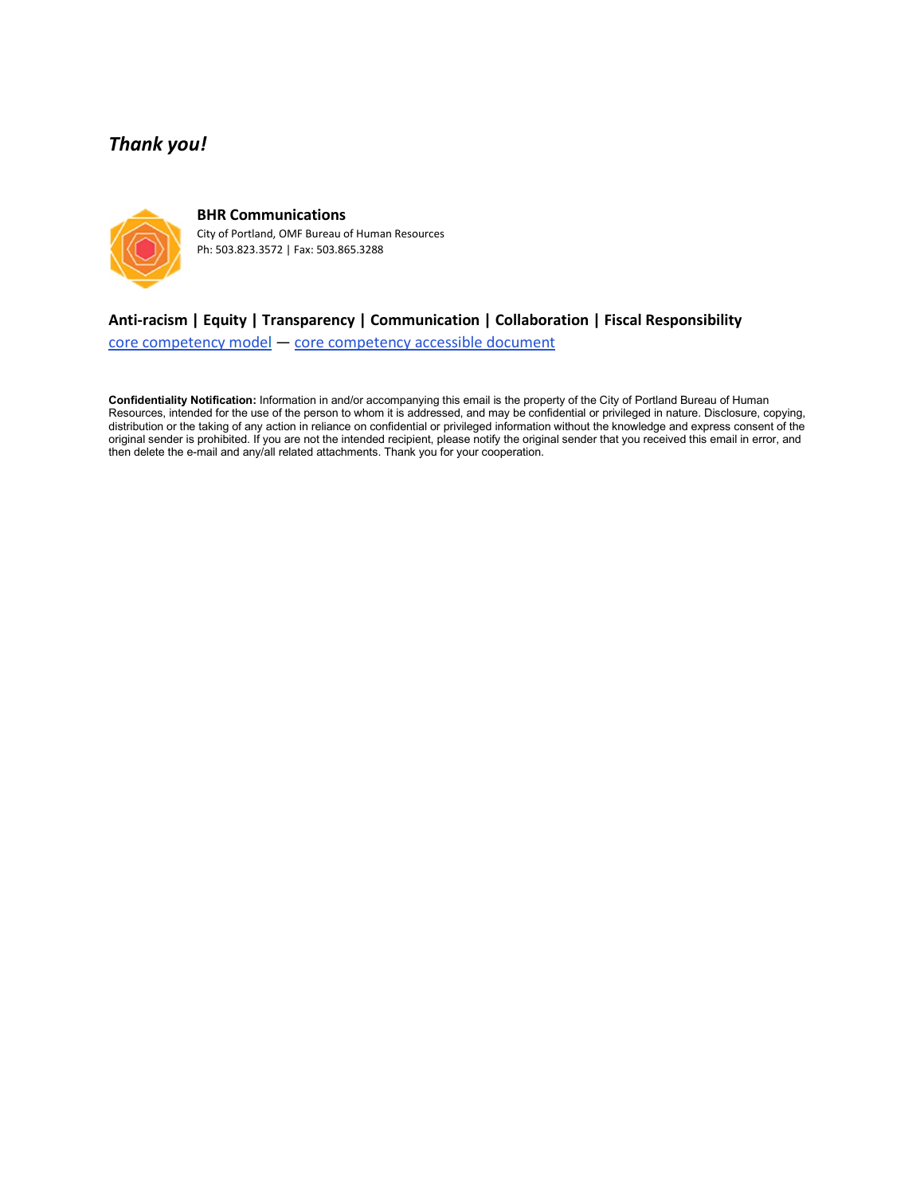***Thank you!***

**BHR Communications**
City of Portland, OMF Bureau of Human Resources
Ph: 503.823.3572 | Fax: 503.865.3288

**Anti-racism | Equity | Transparency | Communication | Collaboration | Fiscal Responsibility**
core competency model — core competency accessible document

**Confidentiality Notification:** Information in and/or accompanying this email is the property of the City of Portland Bureau of Human Resources, intended for the use of the person to whom it is addressed, and may be confidential or privileged in nature. Disclosure, copying, distribution or the taking of any action in reliance on confidential or privileged information without the knowledge and express consent of the original sender is prohibited. If you are not the intended recipient, please notify the original sender that you received this email in error, and then delete the e-mail and any/all related attachments. Thank you for your cooperation.